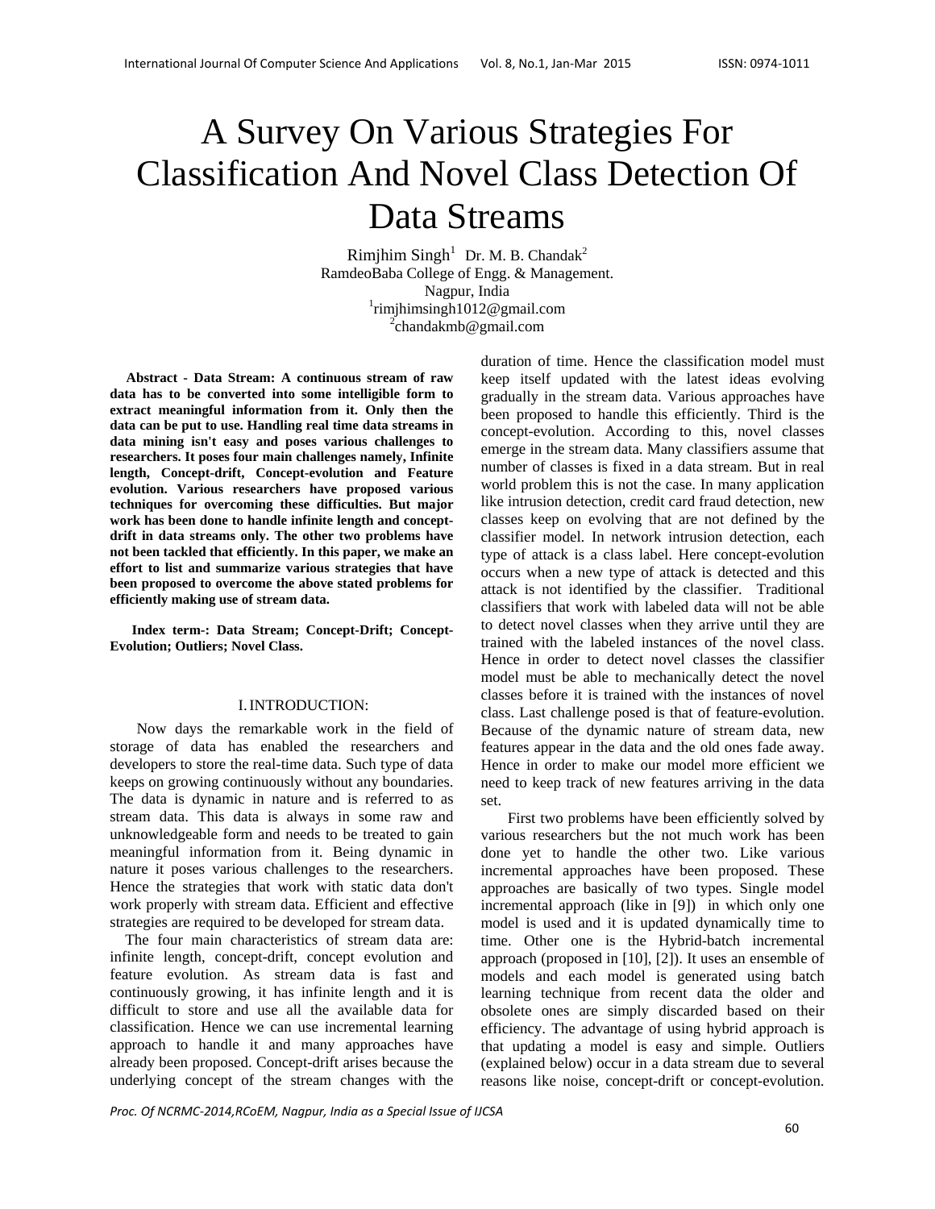# A Survey On Various Strategies For Classification And Novel Class Detection Of Data Streams

Rimjhim Singh[1] Dr. M. B. Chandak[2]
RamdeoBaba College of Engg. & Management.
Nagpur, India
[1]rimjhimsingh1012@gmail.com
[2]chandakmb@gmail.com

**Abstract - Data Stream: A continuous stream of raw data has to be converted into some intelligible form to extract meaningful information from it. Only then the data can be put to use. Handling real time data streams in data mining isn't easy and poses various challenges to researchers. It poses four main challenges namely, Infinite length, Concept-drift, Concept-evolution and Feature evolution. Various researchers have proposed various techniques for overcoming these difficulties. But major work has been done to handle infinite length and concept-drift in data streams only. The other two problems have not been tackled that efficiently. In this paper, we make an effort to list and summarize various strategies that have been proposed to overcome the above stated problems for efficiently making use of stream data.**

**Index term-: Data Stream; Concept-Drift; Concept-Evolution; Outliers; Novel Class.**

## I. INTRODUCTION:

Now days the remarkable work in the field of storage of data has enabled the researchers and developers to store the real-time data. Such type of data keeps on growing continuously without any boundaries. The data is dynamic in nature and is referred to as stream data. This data is always in some raw and unknowledgeable form and needs to be treated to gain meaningful information from it. Being dynamic in nature it poses various challenges to the researchers. Hence the strategies that work with static data don't work properly with stream data. Efficient and effective strategies are required to be developed for stream data.

The four main characteristics of stream data are: infinite length, concept-drift, concept evolution and feature evolution. As stream data is fast and continuously growing, it has infinite length and it is difficult to store and use all the available data for classification. Hence we can use incremental learning approach to handle it and many approaches have already been proposed. Concept-drift arises because the underlying concept of the stream changes with the duration of time. Hence the classification model must keep itself updated with the latest ideas evolving gradually in the stream data. Various approaches have been proposed to handle this efficiently. Third is the concept-evolution. According to this, novel classes emerge in the stream data. Many classifiers assume that number of classes is fixed in a data stream. But in real world problem this is not the case. In many application like intrusion detection, credit card fraud detection, new classes keep on evolving that are not defined by the classifier model. In network intrusion detection, each type of attack is a class label. Here concept-evolution occurs when a new type of attack is detected and this attack is not identified by the classifier. Traditional classifiers that work with labeled data will not be able to detect novel classes when they arrive until they are trained with the labeled instances of the novel class. Hence in order to detect novel classes the classifier model must be able to mechanically detect the novel classes before it is trained with the instances of novel class. Last challenge posed is that of feature-evolution. Because of the dynamic nature of stream data, new features appear in the data and the old ones fade away. Hence in order to make our model more efficient we need to keep track of new features arriving in the data set.

First two problems have been efficiently solved by various researchers but the not much work has been done yet to handle the other two. Like various incremental approaches have been proposed. These approaches are basically of two types. Single model incremental approach (like in [9]) in which only one model is used and it is updated dynamically time to time. Other one is the Hybrid-batch incremental approach (proposed in [10], [2]). It uses an ensemble of models and each model is generated using batch learning technique from recent data the older and obsolete ones are simply discarded based on their efficiency. The advantage of using hybrid approach is that updating a model is easy and simple. Outliers (explained below) occur in a data stream due to several reasons like noise, concept-drift or concept-evolution.

*Proc. Of NCRMC-2014,RCoEM, Nagpur, India as a Special Issue of IJCSA*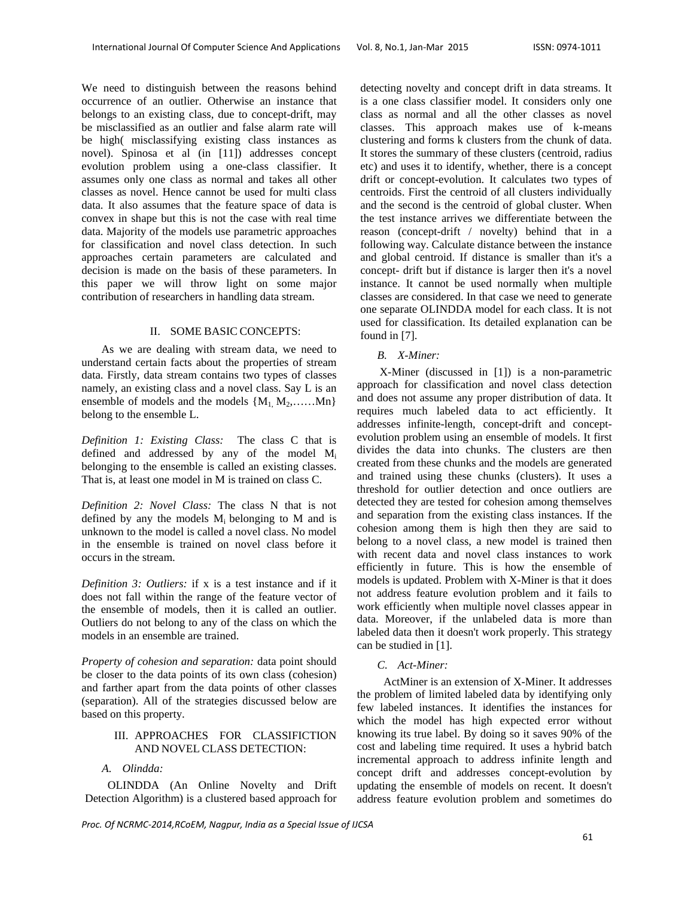We need to distinguish between the reasons behind occurrence of an outlier. Otherwise an instance that belongs to an existing class, due to concept-drift, may be misclassified as an outlier and false alarm rate will be high( misclassifying existing class instances as novel). Spinosa et al (in [11]) addresses concept evolution problem using a one-class classifier. It assumes only one class as normal and takes all other classes as novel. Hence cannot be used for multi class data. It also assumes that the feature space of data is convex in shape but this is not the case with real time data. Majority of the models use parametric approaches for classification and novel class detection. In such approaches certain parameters are calculated and decision is made on the basis of these parameters. In this paper we will throw light on some major contribution of researchers in handling data stream.

## II. SOME BASIC CONCEPTS:

As we are dealing with stream data, we need to understand certain facts about the properties of stream data. Firstly, data stream contains two types of classes namely, an existing class and a novel class. Say L is an ensemble of models and the models $\{M_1, M_2, \ldots\ldots Mn\}$ belong to the ensemble L.

*Definition 1: Existing Class:* The class C that is defined and addressed by any of the model $M_i$ belonging to the ensemble is called an existing classes. That is, at least one model in M is trained on class C.

*Definition 2: Novel Class:* The class N that is not defined by any the models $M_i$ belonging to M and is unknown to the model is called a novel class. No model in the ensemble is trained on novel class before it occurs in the stream.

*Definition 3: Outliers:* if x is a test instance and if it does not fall within the range of the feature vector of the ensemble of models, then it is called an outlier. Outliers do not belong to any of the class on which the models in an ensemble are trained.

*Property of cohesion and separation:* data point should be closer to the data points of its own class (cohesion) and farther apart from the data points of other classes (separation). All of the strategies discussed below are based on this property.

## III. APPROACHES FOR CLASSIFICTION AND NOVEL CLASS DETECTION:

### *A. Olindda:*

OLINDDA (An Online Novelty and Drift Detection Algorithm) is a clustered based approach for detecting novelty and concept drift in data streams. It is a one class classifier model. It considers only one class as normal and all the other classes as novel classes. This approach makes use of k-means clustering and forms k clusters from the chunk of data. It stores the summary of these clusters (centroid, radius etc) and uses it to identify, whether, there is a concept drift or concept-evolution. It calculates two types of centroids. First the centroid of all clusters individually and the second is the centroid of global cluster. When the test instance arrives we differentiate between the reason (concept-drift / novelty) behind that in a following way. Calculate distance between the instance and global centroid. If distance is smaller than it's a concept- drift but if distance is larger then it's a novel instance. It cannot be used normally when multiple classes are considered. In that case we need to generate one separate OLINDDA model for each class. It is not used for classification. Its detailed explanation can be found in [7].

### *B. X-Miner:*

X-Miner (discussed in [1]) is a non-parametric approach for classification and novel class detection and does not assume any proper distribution of data. It requires much labeled data to act efficiently. It addresses infinite-length, concept-drift and concept-evolution problem using an ensemble of models. It first divides the data into chunks. The clusters are then created from these chunks and the models are generated and trained using these chunks (clusters). It uses a threshold for outlier detection and once outliers are detected they are tested for cohesion among themselves and separation from the existing class instances. If the cohesion among them is high then they are said to belong to a novel class, a new model is trained then with recent data and novel class instances to work efficiently in future. This is how the ensemble of models is updated. Problem with X-Miner is that it does not address feature evolution problem and it fails to work efficiently when multiple novel classes appear in data. Moreover, if the unlabeled data is more than labeled data then it doesn't work properly. This strategy can be studied in [1].

### *C. Act-Miner:*

ActMiner is an extension of X-Miner. It addresses the problem of limited labeled data by identifying only few labeled instances. It identifies the instances for which the model has high expected error without knowing its true label. By doing so it saves 90% of the cost and labeling time required. It uses a hybrid batch incremental approach to address infinite length and concept drift and addresses concept-evolution by updating the ensemble of models on recent. It doesn't address feature evolution problem and sometimes do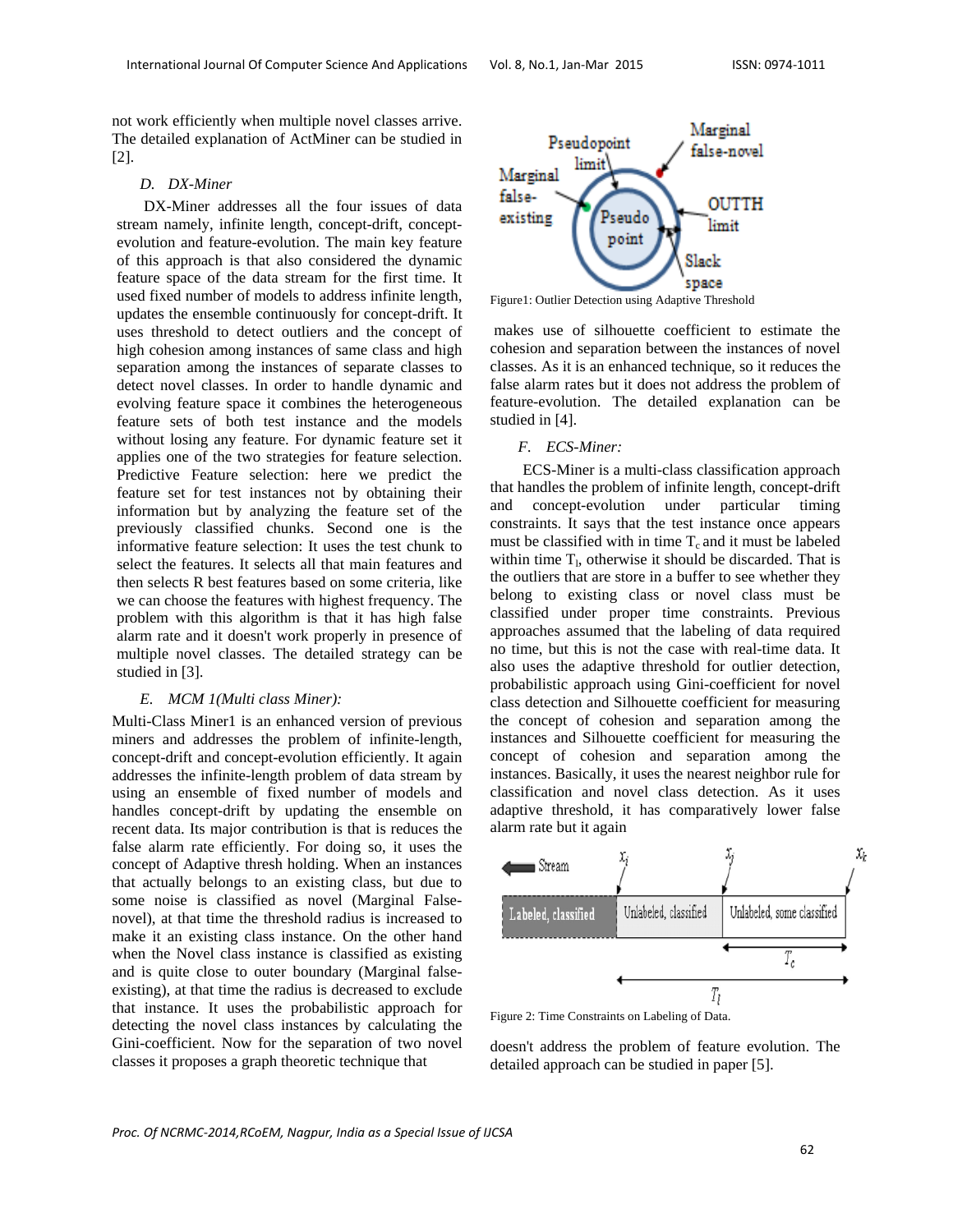not work efficiently when multiple novel classes arrive. The detailed explanation of ActMiner can be studied in [2].

### D. DX-Miner

DX-Miner addresses all the four issues of data stream namely, infinite length, concept-drift, concept-evolution and feature-evolution. The main key feature of this approach is that also considered the dynamic feature space of the data stream for the first time. It used fixed number of models to address infinite length, updates the ensemble continuously for concept-drift. It uses threshold to detect outliers and the concept of high cohesion among instances of same class and high separation among the instances of separate classes to detect novel classes. In order to handle dynamic and evolving feature space it combines the heterogeneous feature sets of both test instance and the models without losing any feature. For dynamic feature set it applies one of the two strategies for feature selection. Predictive Feature selection: here we predict the feature set for test instances not by obtaining their information but by analyzing the feature set of the previously classified chunks. Second one is the informative feature selection: It uses the test chunk to select the features. It selects all that main features and then selects R best features based on some criteria, like we can choose the features with highest frequency. The problem with this algorithm is that it has high false alarm rate and it doesn't work properly in presence of multiple novel classes. The detailed strategy can be studied in [3].

### E. MCM 1(Multi class Miner):

Multi-Class Miner1 is an enhanced version of previous miners and addresses the problem of infinite-length, concept-drift and concept-evolution efficiently. It again addresses the infinite-length problem of data stream by using an ensemble of fixed number of models and handles concept-drift by updating the ensemble on recent data. Its major contribution is that is reduces the false alarm rate efficiently. For doing so, it uses the concept of Adaptive thresh holding. When an instances that actually belongs to an existing class, but due to some noise is classified as novel (Marginal False-novel), at that time the threshold radius is increased to make it an existing class instance. On the other hand when the Novel class instance is classified as existing and is quite close to outer boundary (Marginal false-existing), at that time the radius is decreased to exclude that instance. It uses the probabilistic approach for detecting the novel class instances by calculating the Gini-coefficient. Now for the separation of two novel classes it proposes a graph theoretic technique that

Figure1: Outlier Detection using Adaptive Threshold

makes use of silhouette coefficient to estimate the cohesion and separation between the instances of novel classes. As it is an enhanced technique, so it reduces the false alarm rates but it does not address the problem of feature-evolution. The detailed explanation can be studied in [4].

### F. ECS-Miner:

ECS-Miner is a multi-class classification approach that handles the problem of infinite length, concept-drift and concept-evolution under particular timing constraints. It says that the test instance once appears must be classified with in time $T_c$ and it must be labeled within time $T_l$, otherwise it should be discarded. That is the outliers that are store in a buffer to see whether they belong to existing class or novel class must be classified under proper time constraints. Previous approaches assumed that the labeling of data required no time, but this is not the case with real-time data. It also uses the adaptive threshold for outlier detection, probabilistic approach using Gini-coefficient for novel class detection and Silhouette coefficient for measuring the concept of cohesion and separation among the instances and Silhouette coefficient for measuring the concept of cohesion and separation among the instances. Basically, it uses the nearest neighbor rule for classification and novel class detection. As it uses adaptive threshold, it has comparatively lower false alarm rate but it again

Figure 2: Time Constraints on Labeling of Data.

doesn't address the problem of feature evolution. The detailed approach can be studied in paper [5].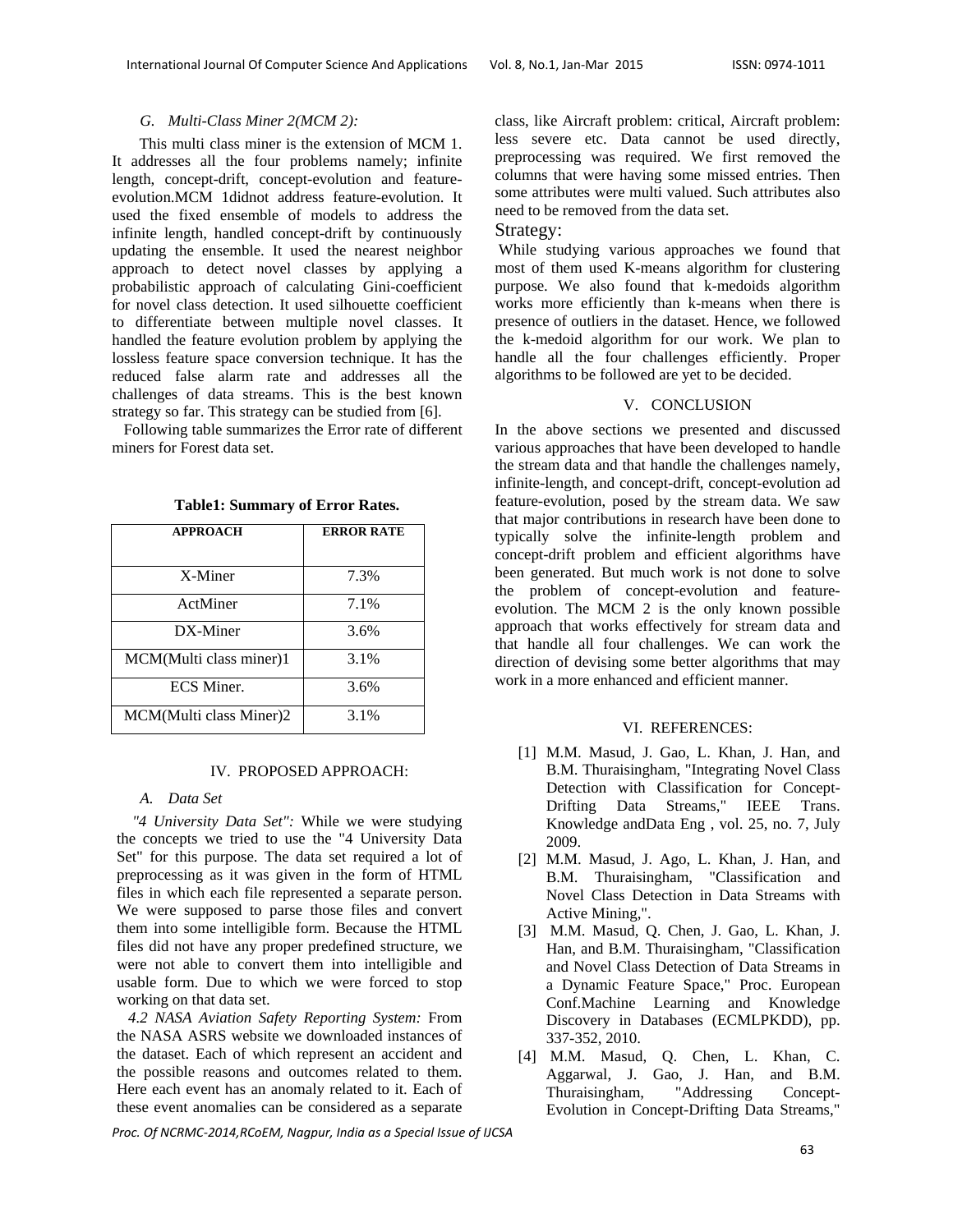### G. Multi-Class Miner 2(MCM 2):

This multi class miner is the extension of MCM 1. It addresses all the four problems namely; infinite length, concept-drift, concept-evolution and feature-evolution.MCM 1didnot address feature-evolution. It used the fixed ensemble of models to address the infinite length, handled concept-drift by continuously updating the ensemble. It used the nearest neighbor approach to detect novel classes by applying a probabilistic approach of calculating Gini-coefficient for novel class detection. It used silhouette coefficient to differentiate between multiple novel classes. It handled the feature evolution problem by applying the lossless feature space conversion technique. It has the reduced false alarm rate and addresses all the challenges of data streams. This is the best known strategy so far. This strategy can be studied from [6].

Following table summarizes the Error rate of different miners for Forest data set.

**Table1: Summary of Error Rates.**

| APPROACH | ERROR RATE |
|---|---|
| X-Miner | 7.3% |
| ActMiner | 7.1% |
| DX-Miner | 3.6% |
| MCM(Multi class miner)1 | 3.1% |
| ECS Miner. | 3.6% |
| MCM(Multi class Miner)2 | 3.1% |

## IV. PROPOSED APPROACH:

### A. Data Set

*"4 University Data Set":* While we were studying the concepts we tried to use the "4 University Data Set" for this purpose. The data set required a lot of preprocessing as it was given in the form of HTML files in which each file represented a separate person. We were supposed to parse those files and convert them into some intelligible form. Because the HTML files did not have any proper predefined structure, we were not able to convert them into intelligible and usable form. Due to which we were forced to stop working on that data set.

*4.2 NASA Aviation Safety Reporting System:* From the NASA ASRS website we downloaded instances of the dataset. Each of which represent an accident and the possible reasons and outcomes related to them. Here each event has an anomaly related to it. Each of these event anomalies can be considered as a separate class, like Aircraft problem: critical, Aircraft problem: less severe etc. Data cannot be used directly, preprocessing was required. We first removed the columns that were having some missed entries. Then some attributes were multi valued. Such attributes also need to be removed from the data set.

### Strategy:

While studying various approaches we found that most of them used K-means algorithm for clustering purpose. We also found that k-medoids algorithm works more efficiently than k-means when there is presence of outliers in the dataset. Hence, we followed the k-medoid algorithm for our work. We plan to handle all the four challenges efficiently. Proper algorithms to be followed are yet to be decided.

## V. CONCLUSION

In the above sections we presented and discussed various approaches that have been developed to handle the stream data and that handle the challenges namely, infinite-length, and concept-drift, concept-evolution ad feature-evolution, posed by the stream data. We saw that major contributions in research have been done to typically solve the infinite-length problem and concept-drift problem and efficient algorithms have been generated. But much work is not done to solve the problem of concept-evolution and feature-evolution. The MCM 2 is the only known possible approach that works effectively for stream data and that handle all four challenges. We can work the direction of devising some better algorithms that may work in a more enhanced and efficient manner.

## VI. REFERENCES:

[1] M.M. Masud, J. Gao, L. Khan, J. Han, and B.M. Thuraisingham, "Integrating Novel Class Detection with Classification for Concept-Drifting Data Streams," IEEE Trans. Knowledge andData Eng , vol. 25, no. 7, July 2009.

[2] M.M. Masud, J. Ago, L. Khan, J. Han, and B.M. Thuraisingham, "Classification and Novel Class Detection in Data Streams with Active Mining,".

[3] M.M. Masud, Q. Chen, J. Gao, L. Khan, J. Han, and B.M. Thuraisingham, "Classification and Novel Class Detection of Data Streams in a Dynamic Feature Space," Proc. European Conf.Machine Learning and Knowledge Discovery in Databases (ECMLPKDD), pp. 337-352, 2010.

[4] M.M. Masud, Q. Chen, L. Khan, C. Aggarwal, J. Gao, J. Han, and B.M. Thuraisingham, "Addressing Concept-Evolution in Concept-Drifting Data Streams,"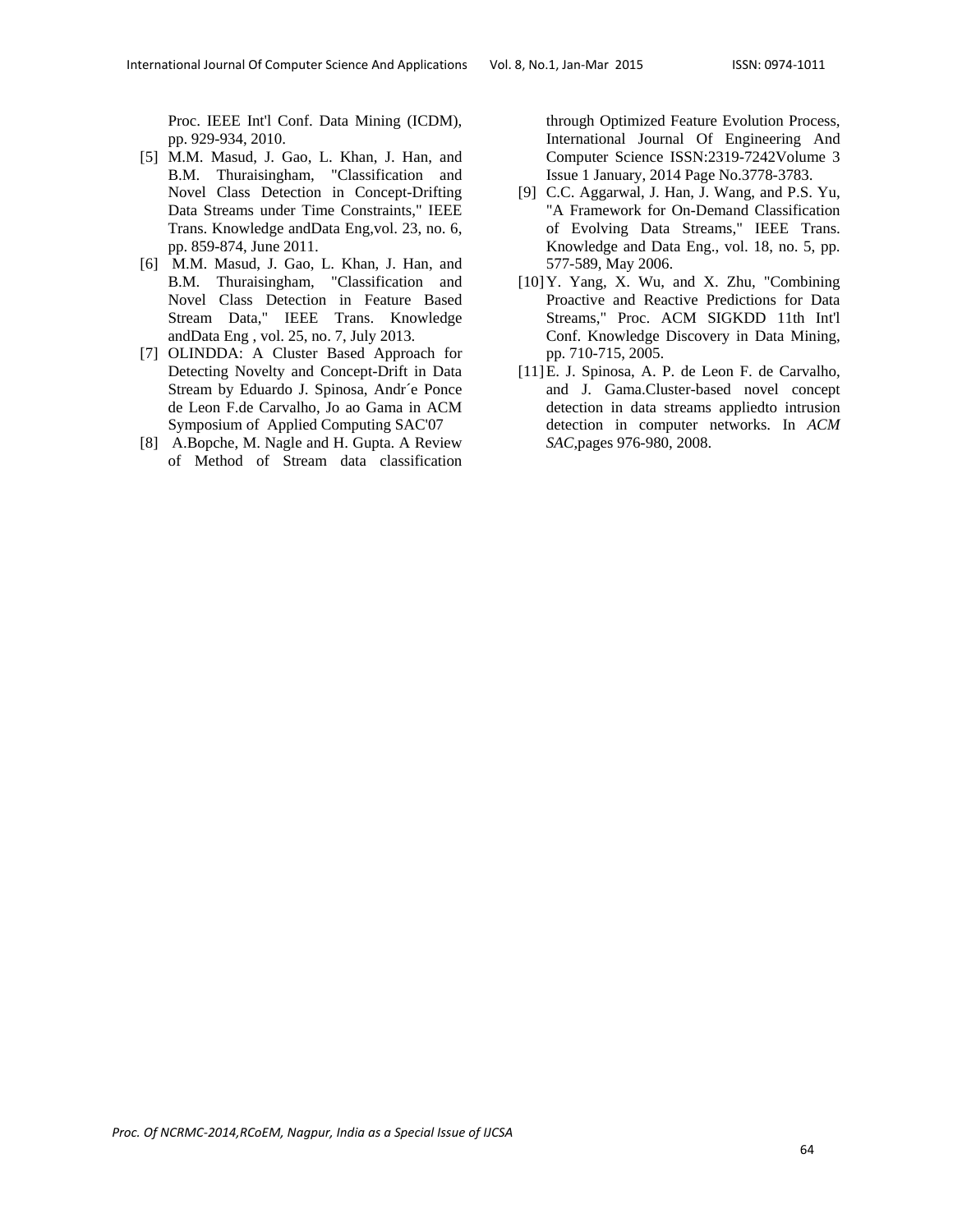Proc. IEEE Int'l Conf. Data Mining (ICDM), pp. 929-934, 2010.

[5] M.M. Masud, J. Gao, L. Khan, J. Han, and B.M. Thuraisingham, "Classification and Novel Class Detection in Concept-Drifting Data Streams under Time Constraints," IEEE Trans. Knowledge andData Eng,vol. 23, no. 6, pp. 859-874, June 2011.

[6] M.M. Masud, J. Gao, L. Khan, J. Han, and B.M. Thuraisingham, "Classification and Novel Class Detection in Feature Based Stream Data," IEEE Trans. Knowledge andData Eng , vol. 25, no. 7, July 2013.

[7] OLINDDA: A Cluster Based Approach for Detecting Novelty and Concept-Drift in Data Stream by Eduardo J. Spinosa, Andr´e Ponce de Leon F.de Carvalho, Jo ao Gama in ACM Symposium of Applied Computing SAC'07

[8] A.Bopche, M. Nagle and H. Gupta. A Review of Method of Stream data classification through Optimized Feature Evolution Process, International Journal Of Engineering And Computer Science ISSN:2319-7242Volume 3 Issue 1 January, 2014 Page No.3778-3783.

[9] C.C. Aggarwal, J. Han, J. Wang, and P.S. Yu, "A Framework for On-Demand Classification of Evolving Data Streams," IEEE Trans. Knowledge and Data Eng., vol. 18, no. 5, pp. 577-589, May 2006.

[10] Y. Yang, X. Wu, and X. Zhu, "Combining Proactive and Reactive Predictions for Data Streams," Proc. ACM SIGKDD 11th Int'l Conf. Knowledge Discovery in Data Mining, pp. 710-715, 2005.

[11] E. J. Spinosa, A. P. de Leon F. de Carvalho, and J. Gama.Cluster-based novel concept detection in data streams appliedto intrusion detection in computer networks. In *ACM SAC*,pages 976-980, 2008.